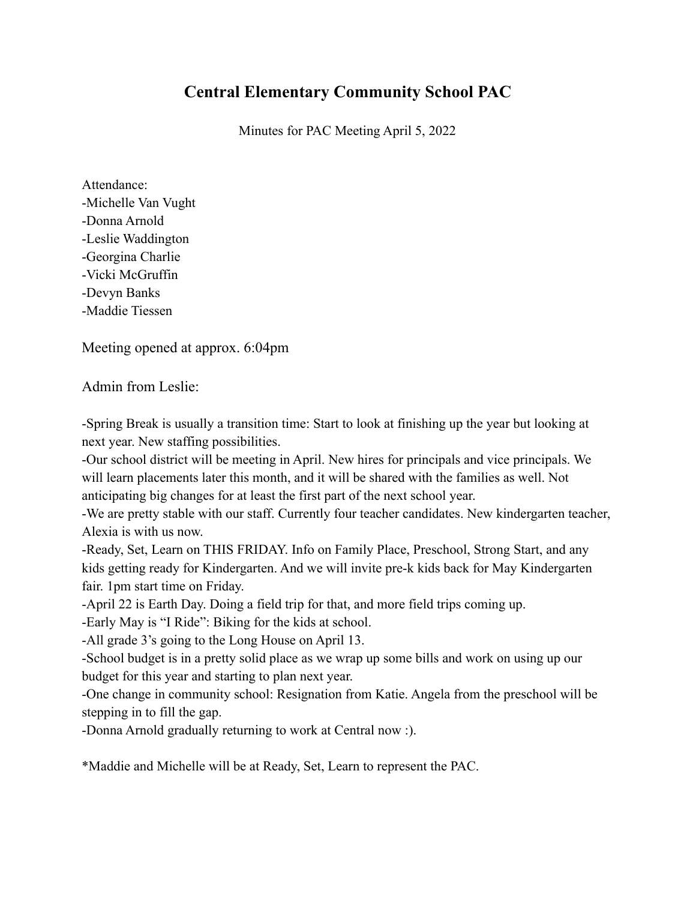# Central Elementary Community School PAC

Minutes for PAC Meeting April 5, 2022

Attendance:
-Michelle Van Vught
-Donna Arnold
-Leslie Waddington
-Georgina Charlie
-Vicki McGruffin
-Devyn Banks
-Maddie Tiessen

Meeting opened at approx. 6:04pm

Admin from Leslie:

-Spring Break is usually a transition time: Start to look at finishing up the year but looking at next year. New staffing possibilities.
-Our school district will be meeting in April. New hires for principals and vice principals. We will learn placements later this month, and it will be shared with the families as well. Not anticipating big changes for at least the first part of the next school year.
-We are pretty stable with our staff. Currently four teacher candidates. New kindergarten teacher, Alexia is with us now.
-Ready, Set, Learn on THIS FRIDAY. Info on Family Place, Preschool, Strong Start, and any kids getting ready for Kindergarten. And we will invite pre-k kids back for May Kindergarten fair. 1pm start time on Friday.
-April 22 is Earth Day. Doing a field trip for that, and more field trips coming up.
-Early May is "I Ride": Biking for the kids at school.
-All grade 3's going to the Long House on April 13.
-School budget is in a pretty solid place as we wrap up some bills and work on using up our budget for this year and starting to plan next year.
-One change in community school: Resignation from Katie. Angela from the preschool will be stepping in to fill the gap.
-Donna Arnold gradually returning to work at Central now :).

*Maddie and Michelle will be at Ready, Set, Learn to represent the PAC.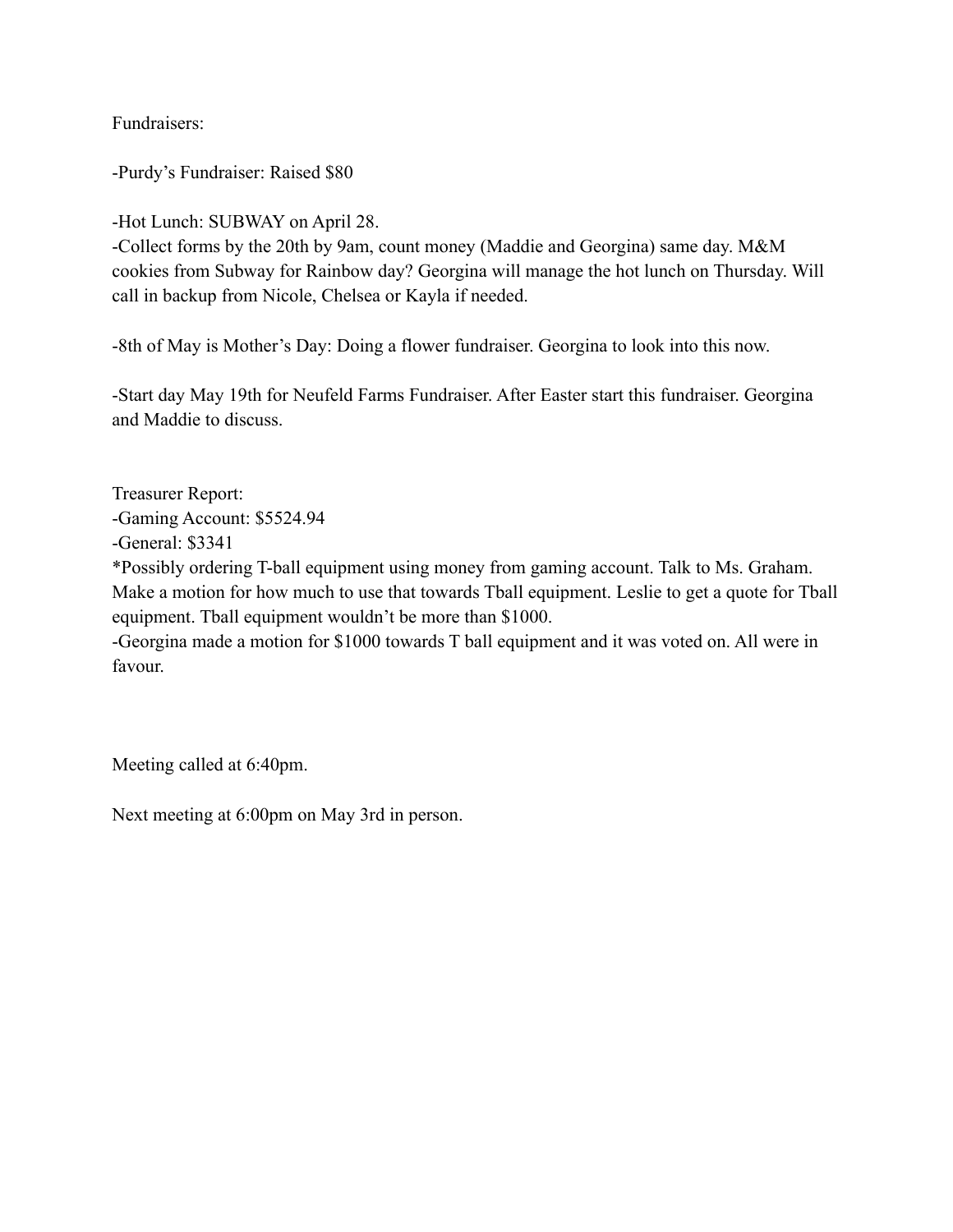Fundraisers:

-Purdy's Fundraiser: Raised $80

-Hot Lunch: SUBWAY on April 28.
-Collect forms by the 20th by 9am, count money (Maddie and Georgina) same day. M&M cookies from Subway for Rainbow day? Georgina will manage the hot lunch on Thursday. Will call in backup from Nicole, Chelsea or Kayla if needed.

-8th of May is Mother's Day: Doing a flower fundraiser. Georgina to look into this now.

-Start day May 19th for Neufeld Farms Fundraiser. After Easter start this fundraiser. Georgina and Maddie to discuss.

Treasurer Report:
-Gaming Account: $5524.94
-General: $3341
*Possibly ordering T-ball equipment using money from gaming account. Talk to Ms. Graham. Make a motion for how much to use that towards Tball equipment. Leslie to get a quote for Tball equipment. Tball equipment wouldn't be more than $1000.
-Georgina made a motion for $1000 towards T ball equipment and it was voted on. All were in favour.

Meeting called at 6:40pm.

Next meeting at 6:00pm on May 3rd in person.